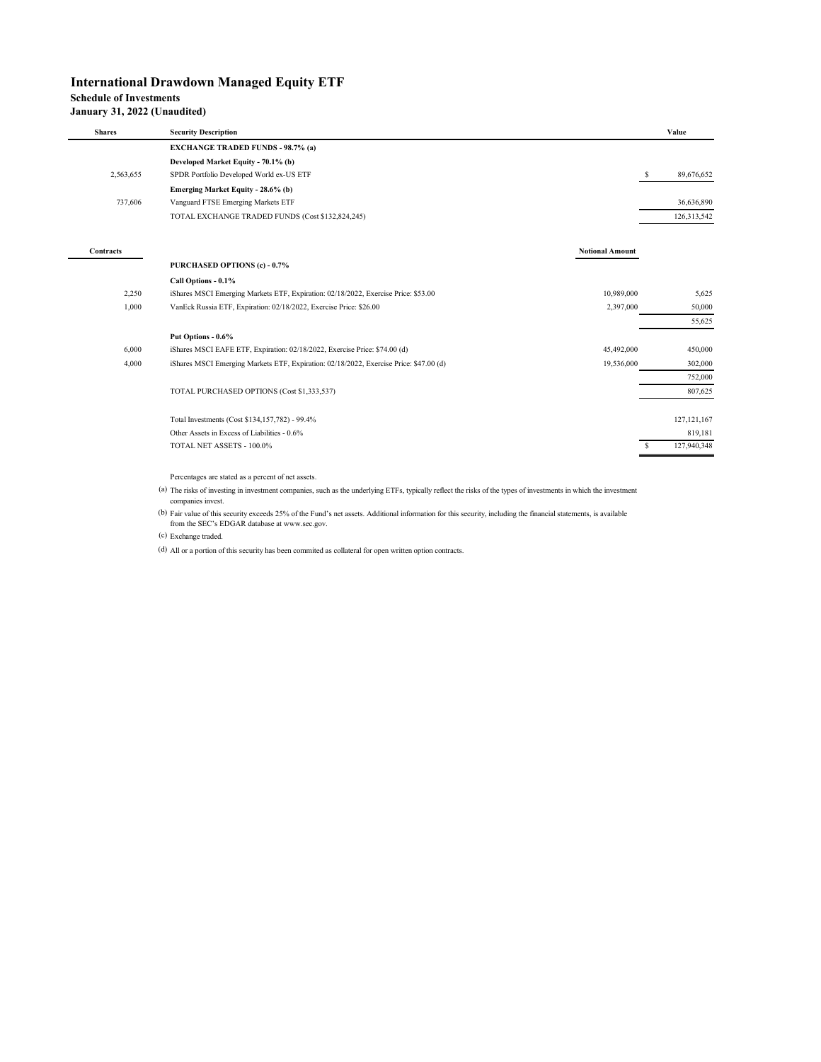# International Drawdown Managed Equity ETF

**Schedule of Investments**

**January 31, 2022 (Unaudited)**

| Shares | Security Description | | Value |
|---|---|---|---|
| | **EXCHANGE TRADED FUNDS - 98.7% (a)** | | |
| | **Developed Market Equity - 70.1% (b)** | | |
| 2,563,655 | SPDR Portfolio Developed World ex-US ETF | | $ 89,676,652 |
| | **Emerging Market Equity - 28.6% (b)** | | |
| 737,606 | Vanguard FTSE Emerging Markets ETF | | 36,636,890 |
| | TOTAL EXCHANGE TRADED FUNDS (Cost $132,824,245) | | 126,313,542 |
| | | | |
| **Contracts** | | **Notional Amount** | |
| | **PURCHASED OPTIONS (c) - 0.7%** | | |
| | **Call Options - 0.1%** | | |
| 2,250 | iShares MSCI Emerging Markets ETF, Expiration: 02/18/2022, Exercise Price: $53.00 | 10,989,000 | 5,625 |
| 1,000 | VanEck Russia ETF, Expiration: 02/18/2022, Exercise Price: $26.00 | 2,397,000 | 50,000 |
| | | | 55,625 |
| | **Put Options - 0.6%** | | |
| 6,000 | iShares MSCI EAFE ETF, Expiration: 02/18/2022, Exercise Price: $74.00 (d) | 45,492,000 | 450,000 |
| 4,000 | iShares MSCI Emerging Markets ETF, Expiration: 02/18/2022, Exercise Price: $47.00 (d) | 19,536,000 | 302,000 |
| | | | 752,000 |
| | TOTAL PURCHASED OPTIONS (Cost $1,333,537) | | 807,625 |
| | | | |
| | Total Investments (Cost $134,157,782) - 99.4% | | 127,121,167 |
| | Other Assets in Excess of Liabilities - 0.6% | | 819,181 |
| | TOTAL NET ASSETS - 100.0% | | $ 127,940,348 |

Percentages are stated as a percent of net assets.

(a) The risks of investing in investment companies, such as the underlying ETFs, typically reflect the risks of the types of investments in which the investment companies invest.

(b) Fair value of this security exceeds 25% of the Fund's net assets. Additional information for this security, including the financial statements, is available from the SEC's EDGAR database at www.sec.gov.

(c) Exchange traded.

(d) All or a portion of this security has been commited as collateral for open written option contracts.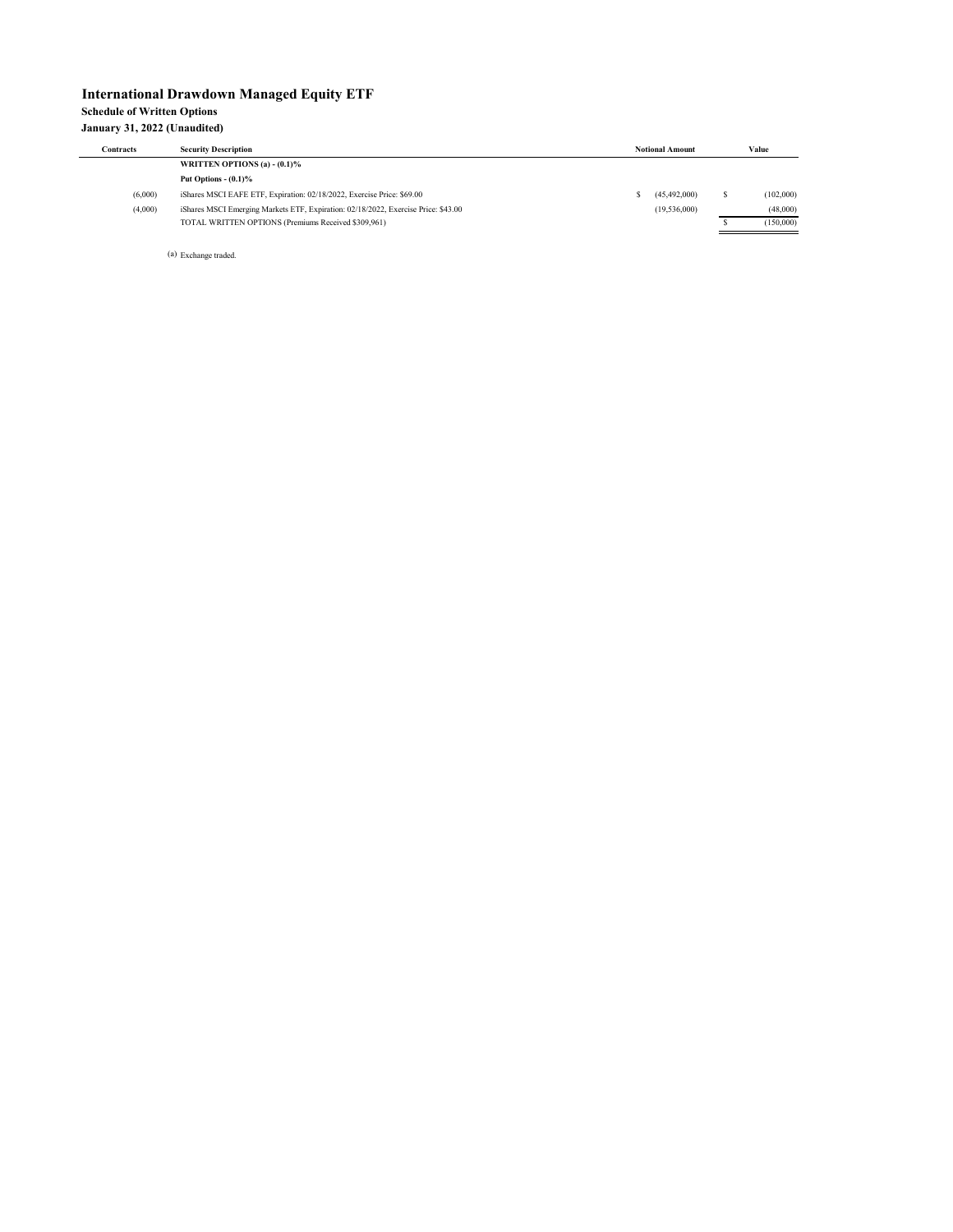# International Drawdown Managed Equity ETF

**Schedule of Written Options**

**January 31, 2022 (Unaudited)**

| Contracts | Security Description | Notional Amount | Value |
|---|---|---|---|
| | **WRITTEN OPTIONS (a) - (0.1)%** | | |
| | **Put Options - (0.1)%** | | |
| (6,000) | iShares MSCI EAFE ETF, Expiration: 02/18/2022, Exercise Price: $69.00 | $ (45,492,000) | $ (102,000) |
| (4,000) | iShares MSCI Emerging Markets ETF, Expiration: 02/18/2022, Exercise Price: $43.00 | (19,536,000) | (48,000) |
| | TOTAL WRITTEN OPTIONS (Premiums Received $309,961) | | $ (150,000) |

(a) Exchange traded.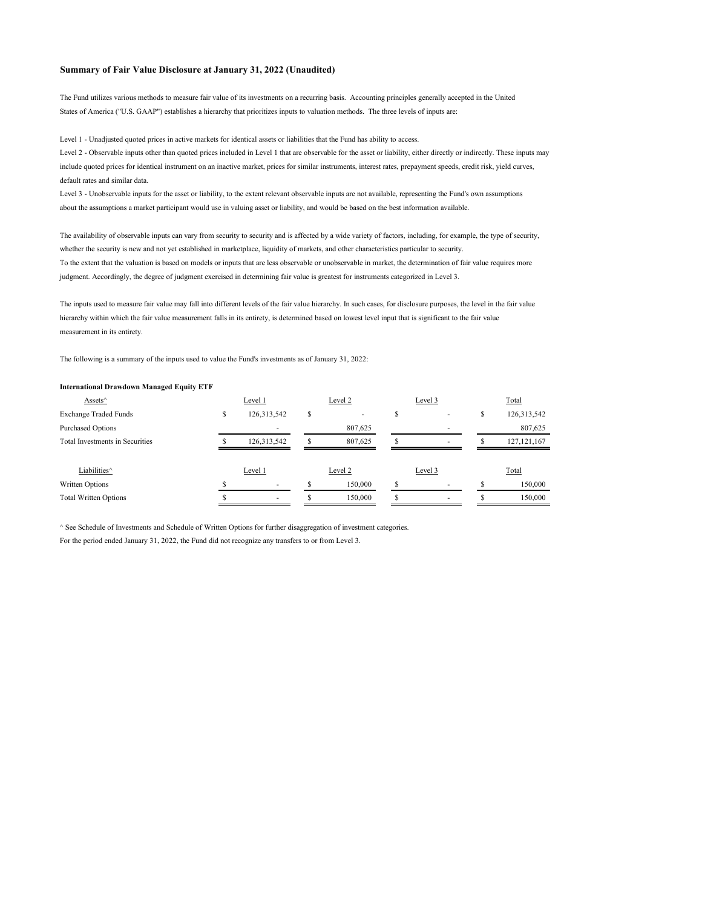**Summary of Fair Value Disclosure at January 31, 2022 (Unaudited)**

The Fund utilizes various methods to measure fair value of its investments on a recurring basis. Accounting principles generally accepted in the United States of America ("U.S. GAAP") establishes a hierarchy that prioritizes inputs to valuation methods. The three levels of inputs are:

Level 1 - Unadjusted quoted prices in active markets for identical assets or liabilities that the Fund has ability to access.

Level 2 - Observable inputs other than quoted prices included in Level 1 that are observable for the asset or liability, either directly or indirectly. These inputs may include quoted prices for identical instrument on an inactive market, prices for similar instruments, interest rates, prepayment speeds, credit risk, yield curves, default rates and similar data.

Level 3 - Unobservable inputs for the asset or liability, to the extent relevant observable inputs are not available, representing the Fund's own assumptions about the assumptions a market participant would use in valuing asset or liability, and would be based on the best information available.

The availability of observable inputs can vary from security to security and is affected by a wide variety of factors, including, for example, the type of security, whether the security is new and not yet established in marketplace, liquidity of markets, and other characteristics particular to security.

To the extent that the valuation is based on models or inputs that are less observable or unobservable in market, the determination of fair value requires more judgment. Accordingly, the degree of judgment exercised in determining fair value is greatest for instruments categorized in Level 3.

The inputs used to measure fair value may fall into different levels of the fair value hierarchy. In such cases, for disclosure purposes, the level in the fair value hierarchy within which the fair value measurement falls in its entirety, is determined based on lowest level input that is significant to the fair value measurement in its entirety.

The following is a summary of the inputs used to value the Fund's investments as of January 31, 2022:

**International Drawdown Managed Equity ETF**

| Assets^ | Level 1 | Level 2 | Level 3 | Total |
|---|---|---|---|---|
| Exchange Traded Funds | $ 126,313,542 | $ - | $ - | $ 126,313,542 |
| Purchased Options | - | 807,625 | - | 807,625 |
| Total Investments in Securities | $ 126,313,542 | $ 807,625 | $ - | $ 127,121,167 |

| Liabilities^ | Level 1 | Level 2 | Level 3 | Total |
|---|---|---|---|---|
| Written Options | $ - | $ 150,000 | $ - | $ 150,000 |
| Total Written Options | $ - | $ 150,000 | $ - | $ 150,000 |

^ See Schedule of Investments and Schedule of Written Options for further disaggregation of investment categories.

For the period ended January 31, 2022, the Fund did not recognize any transfers to or from Level 3.